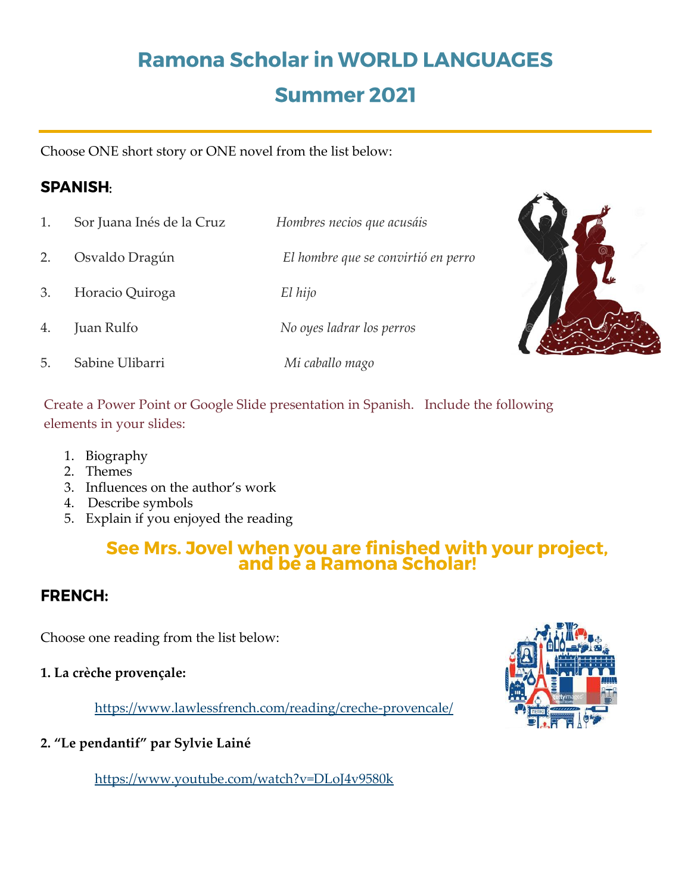# Ramona Scholar in WORLD LANGUAGES

# Summer 2021

Choose ONE short story or ONE novel from the list below:

## SPANISH:

| | | |
|---|---|---|
| 1. | Sor Juana Inés de la Cruz | *Hombres necios que acusáis* |
| 2. | Osvaldo Dragún | *El hombre que se convirtió en perro* |
| 3. | Horacio Quiroga | *El hijo* |
| 4. | Juan Rulfo | *No oyes ladrar los perros* |
| 5. | Sabine Ulibarri | *Mi caballo mago* |

Create a Power Point or Google Slide presentation in Spanish. Include the following elements in your slides:

1. Biography
2. Themes
3. Influences on the author's work
4. Describe symbols
5. Explain if you enjoyed the reading

### See Mrs. Jovel when you are finished with your project, and be a Ramona Scholar!

## FRENCH:

Choose one reading from the list below:

**1. La crèche provençale:**

https://www.lawlessfrench.com/reading/creche-provencale/

**2. "Le pendantif" par Sylvie Lainé**

https://www.youtube.com/watch?v=DLoJ4v9580k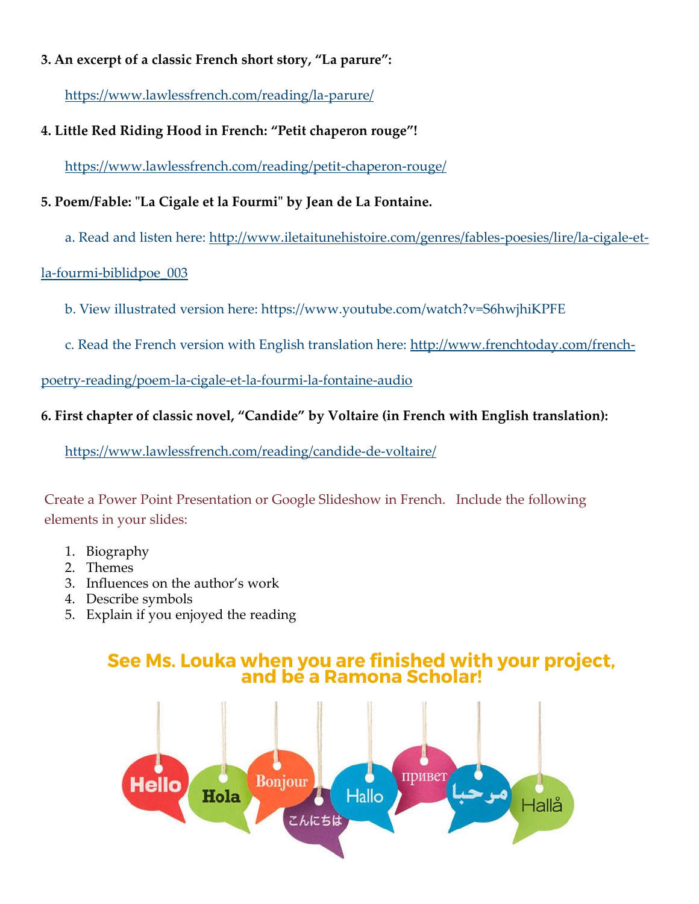**3. An excerpt of a classic French short story, "La parure":**

https://www.lawlessfrench.com/reading/la-parure/

**4. Little Red Riding Hood in French: "Petit chaperon rouge"!**

https://www.lawlessfrench.com/reading/petit-chaperon-rouge/

**5. Poem/Fable: "La Cigale et la Fourmi" by Jean de La Fontaine.**

a. Read and listen here: http://www.iletaitunehistoire.com/genres/fables-poesies/lire/la-cigale-et-la-fourmi-biblidpoe_003

b. View illustrated version here: https://www.youtube.com/watch?v=S6hwjhiKPFE

c. Read the French version with English translation here: http://www.frenchtoday.com/french-poetry-reading/poem-la-cigale-et-la-fourmi-la-fontaine-audio

**6. First chapter of classic novel, "Candide" by Voltaire (in French with English translation):**

https://www.lawlessfrench.com/reading/candide-de-voltaire/

Create a Power Point Presentation or Google Slideshow in French. Include the following elements in your slides:

1. Biography
2. Themes
3. Influences on the author's work
4. Describe symbols
5. Explain if you enjoyed the reading

**See Ms. Louka when you are finished with your project, and be a Ramona Scholar!**